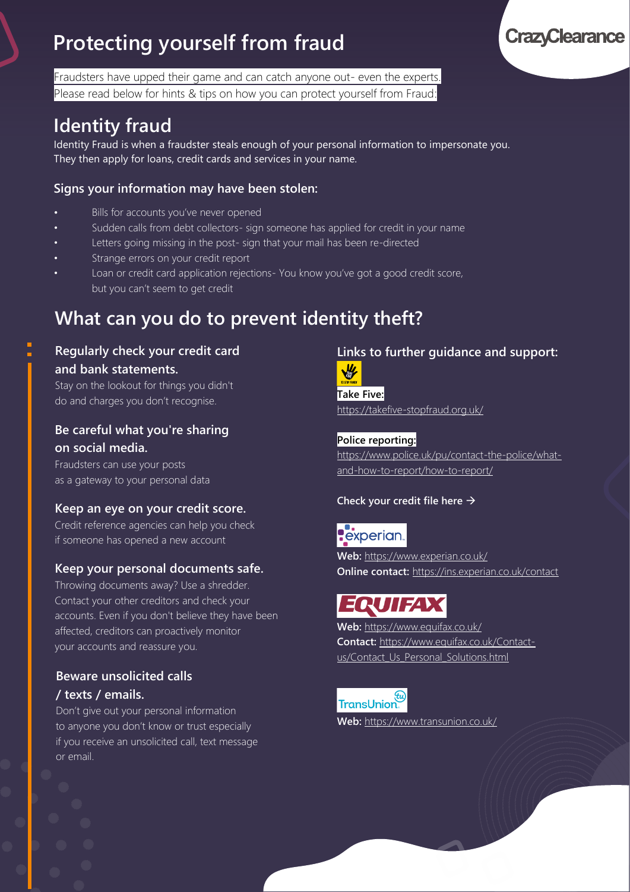# Protecting yourself from fraud

CrazyClearance

Fraudsters have upped their game and can catch anyone out- even the experts.
Please read below for hints & tips on how you can protect yourself from Fraud:

## Identity fraud

Identity Fraud is when a fraudster steals enough of your personal information to impersonate you. They then apply for loans, credit cards and services in your name.

### Signs your information may have been stolen:

- Bills for accounts you've never opened
- Sudden calls from debt collectors- sign someone has applied for credit in your name
- Letters going missing in the post- sign that your mail has been re-directed
- Strange errors on your credit report
- Loan or credit card application rejections- You know you've got a good credit score, but you can't seem to get credit

## What can you do to prevent identity theft?

### Regularly check your credit card and bank statements.

Stay on the lookout for things you didn't do and charges you don't recognise.

### Be careful what you're sharing on social media.

Fraudsters can use your posts as a gateway to your personal data

### Keep an eye on your credit score.

Credit reference agencies can help you check if someone has opened a new account

### Keep your personal documents safe.

Throwing documents away? Use a shredder. Contact your other creditors and check your accounts. Even if you don't believe they have been affected, creditors can proactively monitor your accounts and reassure you.

### Beware unsolicited calls / texts / emails.

Don't give out your personal information to anyone you don't know or trust especially if you receive an unsolicited call, text message or email.

### Links to further guidance and support:

**Take Five:**
https://takefive-stopfraud.org.uk/

**Police reporting:**
https://www.police.uk/pu/contact-the-police/what-and-how-to-report/how-to-report/

**Check your credit file here →**

experian

**Web:** https://www.experian.co.uk/
**Online contact:** https://ins.experian.co.uk/contact

EQUIFAX

**Web:** https://www.equifax.co.uk/
**Contact:** https://www.equifax.co.uk/Contact-us/Contact_Us_Personal_Solutions.html

TransUnion

**Web:** https://www.transunion.co.uk/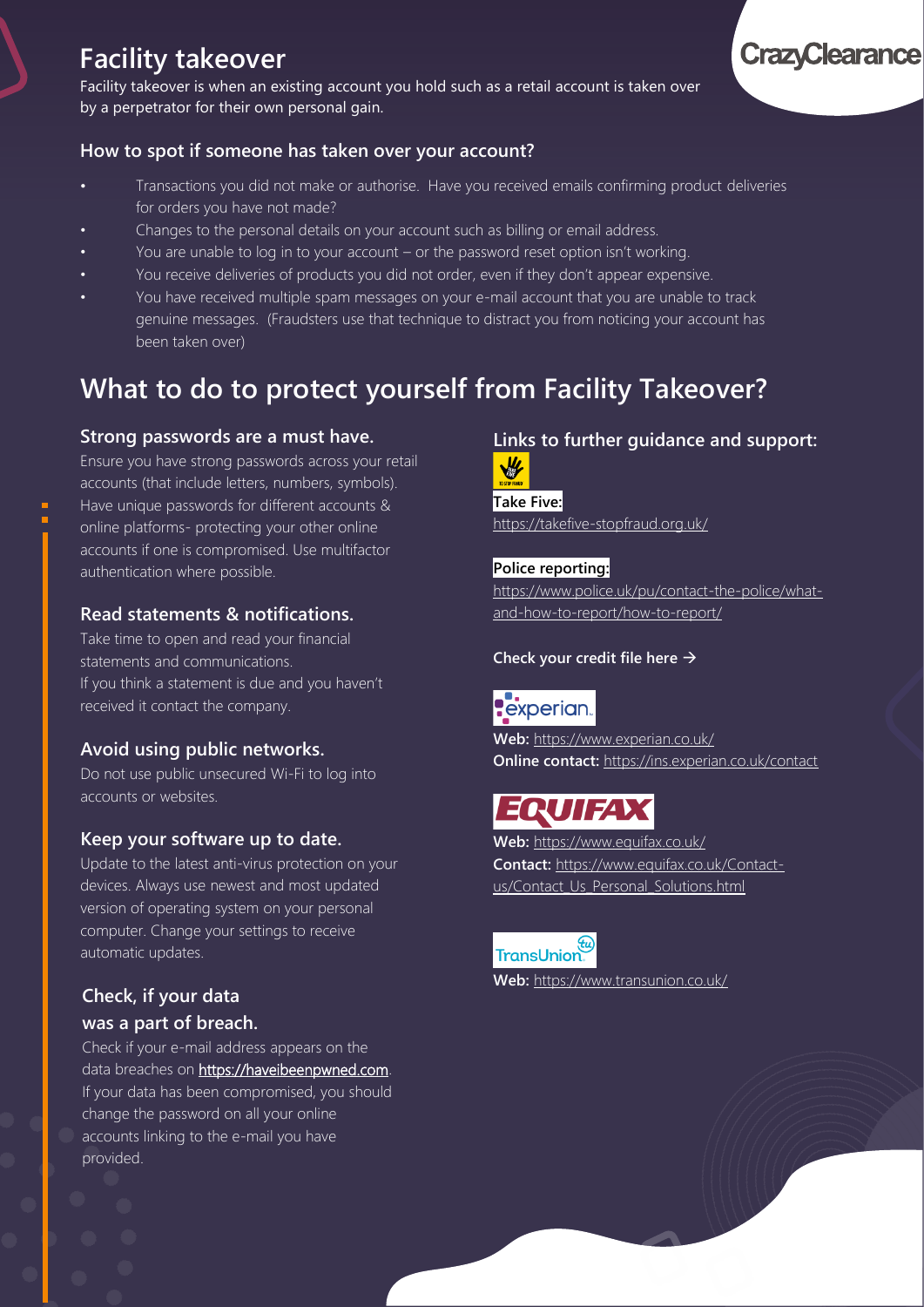# Facility takeover

Facility takeover is when an existing account you hold such as a retail account is taken over by a perpetrator for their own personal gain.

### How to spot if someone has taken over your account?

- Transactions you did not make or authorise. Have you received emails confirming product deliveries for orders you have not made?
- Changes to the personal details on your account such as billing or email address.
- You are unable to log in to your account – or the password reset option isn't working.
- You receive deliveries of products you did not order, even if they don't appear expensive.
- You have received multiple spam messages on your e-mail account that you are unable to track genuine messages. (Fraudsters use that technique to distract you from noticing your account has been taken over)

## What to do to protect yourself from Facility Takeover?

### Strong passwords are a must have.

Ensure you have strong passwords across your retail accounts (that include letters, numbers, symbols). Have unique passwords for different accounts & online platforms- protecting your other online accounts if one is compromised. Use multifactor authentication where possible.

### Read statements & notifications.

Take time to open and read your financial statements and communications.
If you think a statement is due and you haven't received it contact the company.

### Avoid using public networks.

Do not use public unsecured Wi-Fi to log into accounts or websites.

### Keep your software up to date.

Update to the latest anti-virus protection on your devices. Always use newest and most updated version of operating system on your personal computer. Change your settings to receive automatic updates.

### Check, if your data was a part of breach.

Check if your e-mail address appears on the data breaches on https://haveibeenpwned.com. If your data has been compromised, you should change the password on all your online accounts linking to the e-mail you have provided.

### Links to further guidance and support:

**Take Five:**
https://takefive-stopfraud.org.uk/

**Police reporting:**
https://www.police.uk/pu/contact-the-police/what-and-how-to-report/how-to-report/

**Check your credit file here →**

experian.

**Web:** https://www.experian.co.uk/
**Online contact:** https://ins.experian.co.uk/contact

EQUIFAX

**Web:** https://www.equifax.co.uk/
**Contact:** https://www.equifax.co.uk/Contact-us/Contact_Us_Personal_Solutions.html

TransUnion

**Web:** https://www.transunion.co.uk/